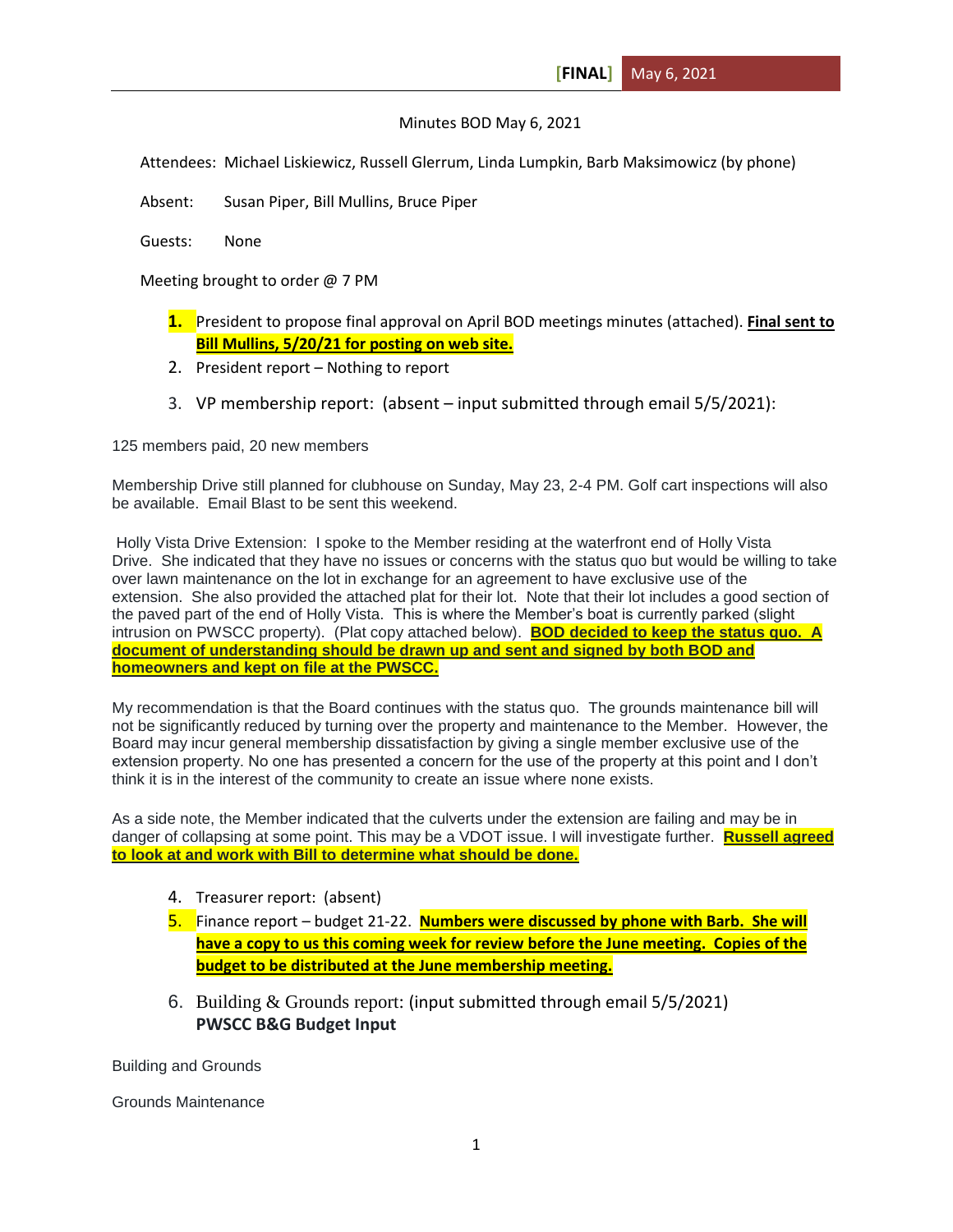**[FINAL]** May 6, 2021

Minutes BOD May 6, 2021

Attendees: Michael Liskiewicz, Russell Glerrum, Linda Lumpkin, Barb Maksimowicz (by phone)

Absent: Susan Piper, Bill Mullins, Bruce Piper

Guests: None

Meeting brought to order @ 7 PM

1. President to propose final approval on April BOD meetings minutes (attached). **Final sent to Bill Mullins, 5/20/21 for posting on web site.**
2. President report – Nothing to report
3. VP membership report: (absent – input submitted through email 5/5/2021):

125 members paid, 20 new members

Membership Drive still planned for clubhouse on Sunday, May 23, 2-4 PM. Golf cart inspections will also be available. Email Blast to be sent this weekend.

Holly Vista Drive Extension: I spoke to the Member residing at the waterfront end of Holly Vista Drive. She indicated that they have no issues or concerns with the status quo but would be willing to take over lawn maintenance on the lot in exchange for an agreement to have exclusive use of the extension. She also provided the attached plat for their lot. Note that their lot includes a good section of the paved part of the end of Holly Vista. This is where the Member's boat is currently parked (slight intrusion on PWSCC property). (Plat copy attached below). **BOD decided to keep the status quo. A document of understanding should be drawn up and sent and signed by both BOD and homeowners and kept on file at the PWSCC.**

My recommendation is that the Board continues with the status quo. The grounds maintenance bill will not be significantly reduced by turning over the property and maintenance to the Member. However, the Board may incur general membership dissatisfaction by giving a single member exclusive use of the extension property. No one has presented a concern for the use of the property at this point and I don't think it is in the interest of the community to create an issue where none exists.

As a side note, the Member indicated that the culverts under the extension are failing and may be in danger of collapsing at some point. This may be a VDOT issue. I will investigate further. **Russell agreed to look at and work with Bill to determine what should be done.**

4. Treasurer report: (absent)
5. Finance report – budget 21-22. **Numbers were discussed by phone with Barb. She will have a copy to us this coming week for review before the June meeting. Copies of the budget to be distributed at the June membership meeting.**
6. Building & Grounds report: (input submitted through email 5/5/2021)
   **PWSCC B&G Budget Input**

Building and Grounds

Grounds Maintenance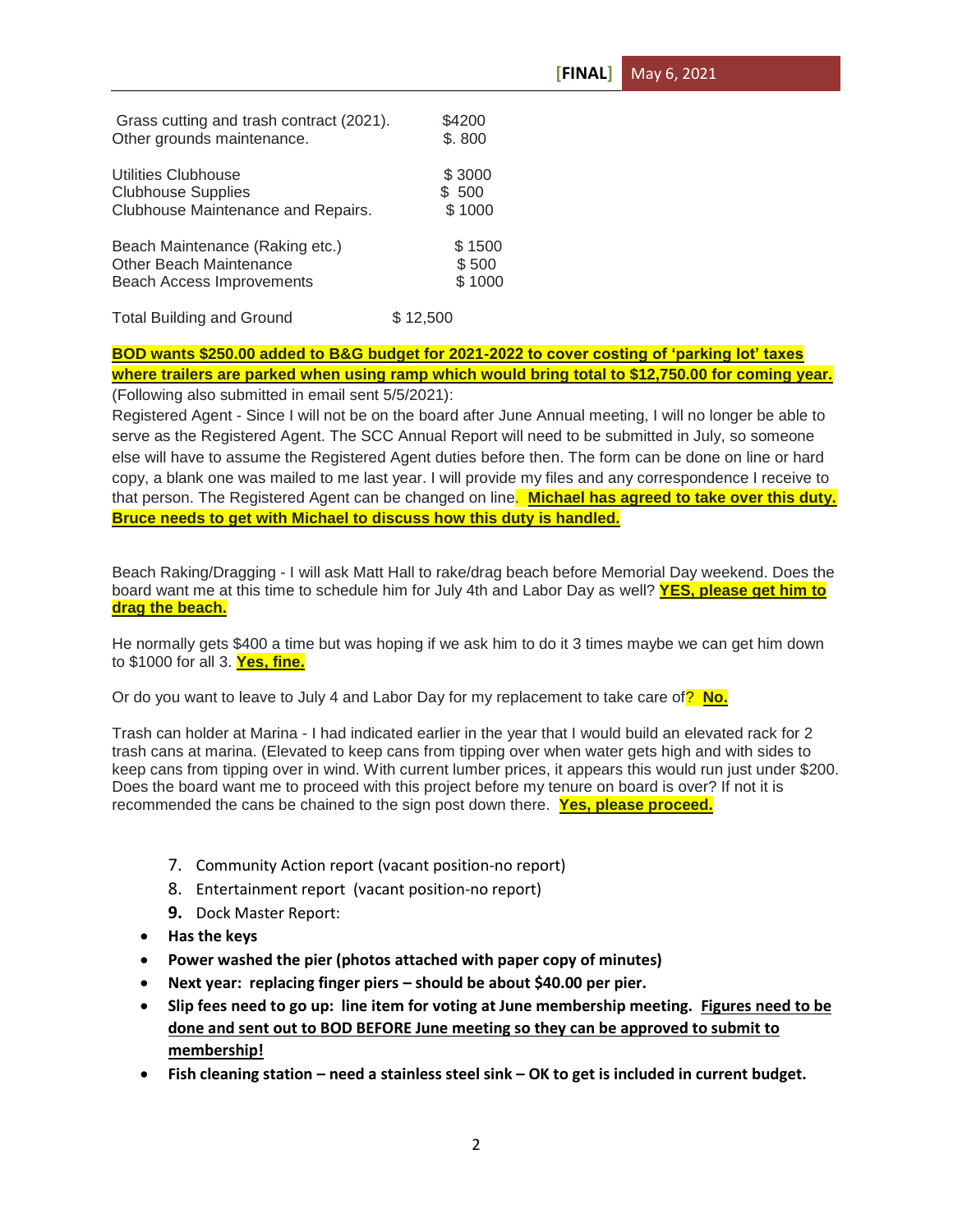| | |
|---|---|
| Grass cutting and trash contract (2021). | $4200 |
| Other grounds maintenance. | $. 800 |
| Utilities Clubhouse | $ 3000 |
| Clubhouse Supplies | $ 500 |
| Clubhouse Maintenance and Repairs. | $ 1000 |
| Beach Maintenance (Raking etc.) | $ 1500 |
| Other Beach Maintenance | $ 500 |
| Beach Access Improvements | $ 1000 |
| Total Building and Ground | $ 12,500 |

**BOD wants $250.00 added to B&G budget for 2021-2022 to cover costing of 'parking lot' taxes where trailers are parked when using ramp which would bring total to $12,750.00 for coming year.**

(Following also submitted in email sent 5/5/2021):

Registered Agent - Since I will not be on the board after June Annual meeting, I will no longer be able to serve as the Registered Agent. The SCC Annual Report will need to be submitted in July, so someone else will have to assume the Registered Agent duties before then. The form can be done on line or hard copy, a blank one was mailed to me last year. I will provide my files and any correspondence I receive to that person. The Registered Agent can be changed on line. **Michael has agreed to take over this duty. Bruce needs to get with Michael to discuss how this duty is handled.**

Beach Raking/Dragging - I will ask Matt Hall to rake/drag beach before Memorial Day weekend. Does the board want me at this time to schedule him for July 4th and Labor Day as well? **YES, please get him to drag the beach.**

He normally gets $400 a time but was hoping if we ask him to do it 3 times maybe we can get him down to $1000 for all 3. **Yes, fine.**

Or do you want to leave to July 4 and Labor Day for my replacement to take care of? **No.**

Trash can holder at Marina - I had indicated earlier in the year that I would build an elevated rack for 2 trash cans at marina. (Elevated to keep cans from tipping over when water gets high and with sides to keep cans from tipping over in wind. With current lumber prices, it appears this would run just under $200. Does the board want me to proceed with this project before my tenure on board is over? If not it is recommended the cans be chained to the sign post down there. **Yes, please proceed.**

7. Community Action report (vacant position-no report)
8. Entertainment report (vacant position-no report)
9. Dock Master Report:

- **Has the keys**
- **Power washed the pier (photos attached with paper copy of minutes)**
- **Next year: replacing finger piers – should be about $40.00 per pier.**
- **Slip fees need to go up: line item for voting at June membership meeting. Figures need to be done and sent out to BOD BEFORE June meeting so they can be approved to submit to membership!**
- **Fish cleaning station – need a stainless steel sink – OK to get is included in current budget.**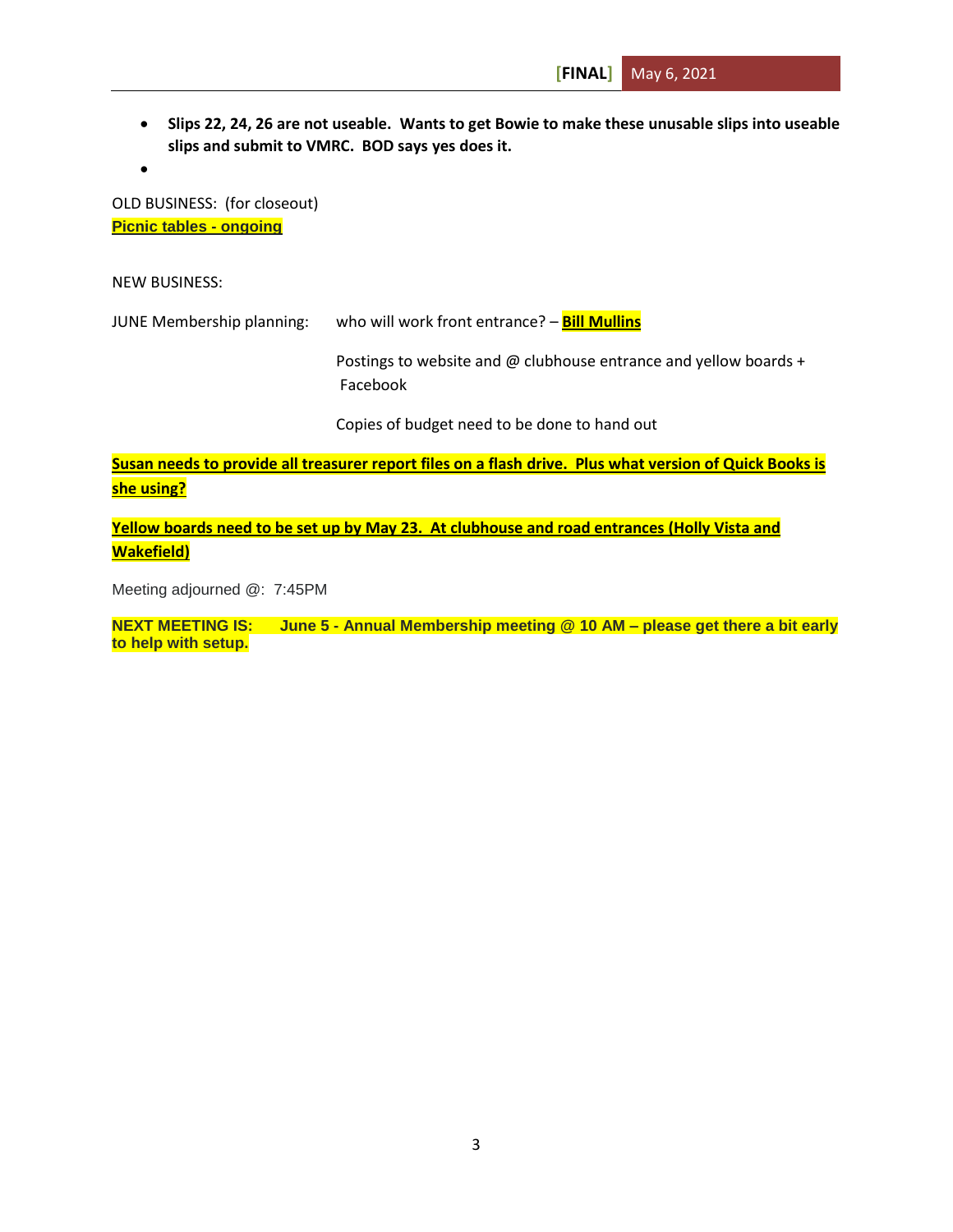- **Slips 22, 24, 26 are not useable. Wants to get Bowie to make these unusable slips into useable slips and submit to VMRC. BOD says yes does it.**
- 

OLD BUSINESS: (for closeout)

**Picnic tables - ongoing**

NEW BUSINESS:

JUNE Membership planning: who will work front entrance? – **Bill Mullins**

Postings to website and @ clubhouse entrance and yellow boards + Facebook

Copies of budget need to be done to hand out

**Susan needs to provide all treasurer report files on a flash drive. Plus what version of Quick Books is she using?**

**Yellow boards need to be set up by May 23. At clubhouse and road entrances (Holly Vista and Wakefield)**

Meeting adjourned @: 7:45PM

**NEXT MEETING IS: June 5 - Annual Membership meeting @ 10 AM – please get there a bit early to help with setup.**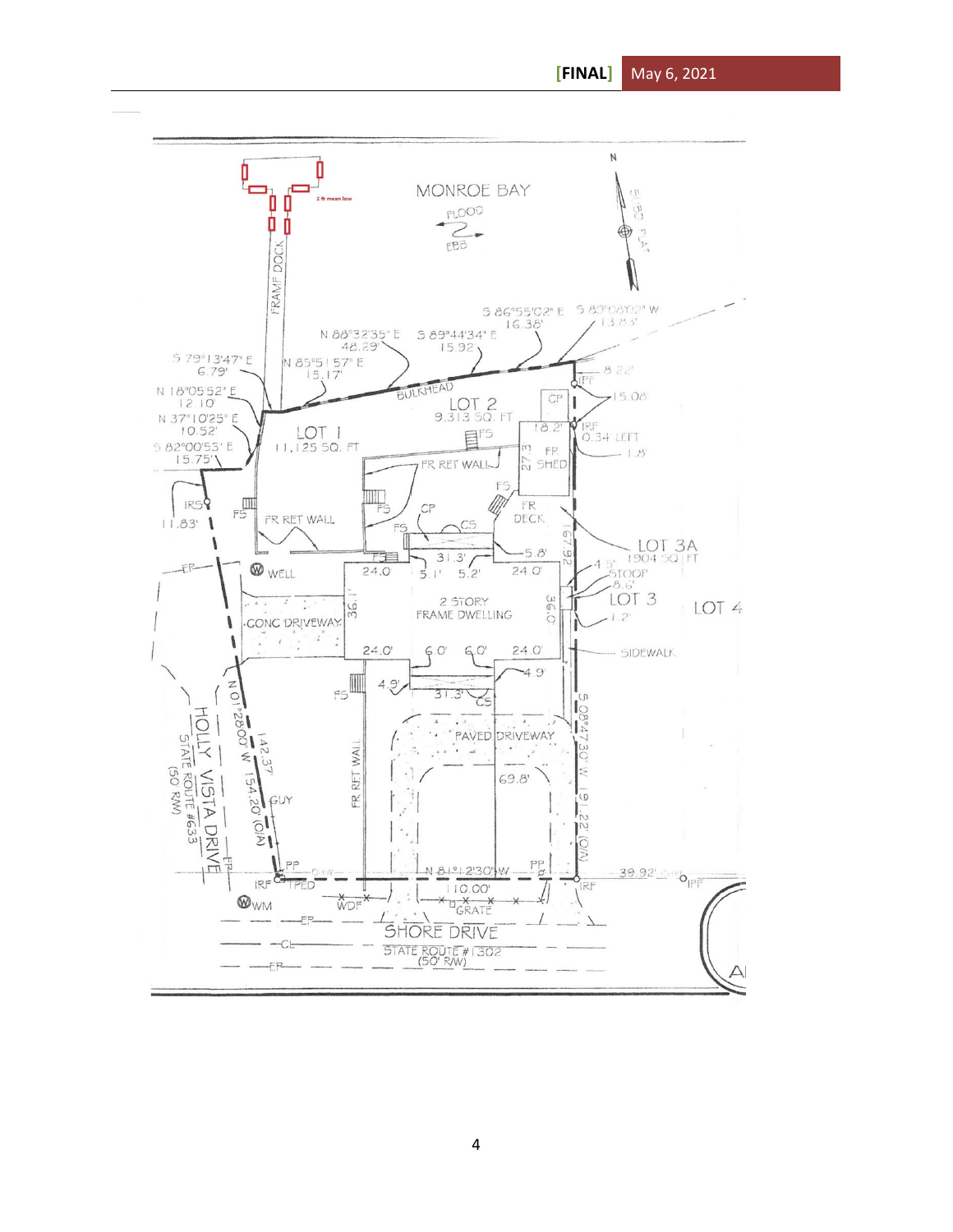2 ft mean low

MONROE BAY

FLOOD

EBB

N

S1150 PLAT

FRAME DOCK

S 86°55'02" E 16.36'

S 89°08'02" W 13.83'

N 88°32'35" E 48.29'

S 89°44'34" E 15.92'

S 79°13'47" E 6.79'

N 85°51'57" E 15.17'

N 18°05'52" E 12.10'

N 37°10'25" E 10.52'

S 82°00'53" E 15.75'

BULKHEAD

LOT 2
9,313 SQ. FT

LOT 1
11,125 SQ. FT

CP

IPF

8.22'

15.08'

18.2'

IRF 0.34' LEFT

1.8'

FS

27.3

FR SHED

FR RET WALL

IRS

11.83'

FS

FR RET WALL

FS

CP

FS

FR DECK

FS

CS

EP

WELL

31.3'

5.8'

24.0

5.1'

5.2'

24.0'

167.92

4.5'

LOT 3A
1904 SQ FT

STOOP

8.6'

LOT 3

LOT 4

1.2'

36.1'

2 STORY FRAME DWELLING

36.0'

CONC DRIVEWAY

24.0'

6.0'

6.0'

24.0'

SIDEWALK

4.9'

4.9'

FS

31.3'

CS

PAVED DRIVEWAY

HOLLY VISTA DRIVE
STATE ROUTE #633
(50' R/W)

N 01°28'00" W

142.37'

154.20' (O/A)

GUY

FR RET WALL

69.8'

S 08°47'30" W 191.22' (O/A)

PP

IRF

TPED

N 81°12'30" W

PP

39.92'

IRF

IPF

110.00'

WM

WDF

GRATE

EP

SHORE DRIVE
STATE ROUTE #1302
(50' R/W)

CL

EP

A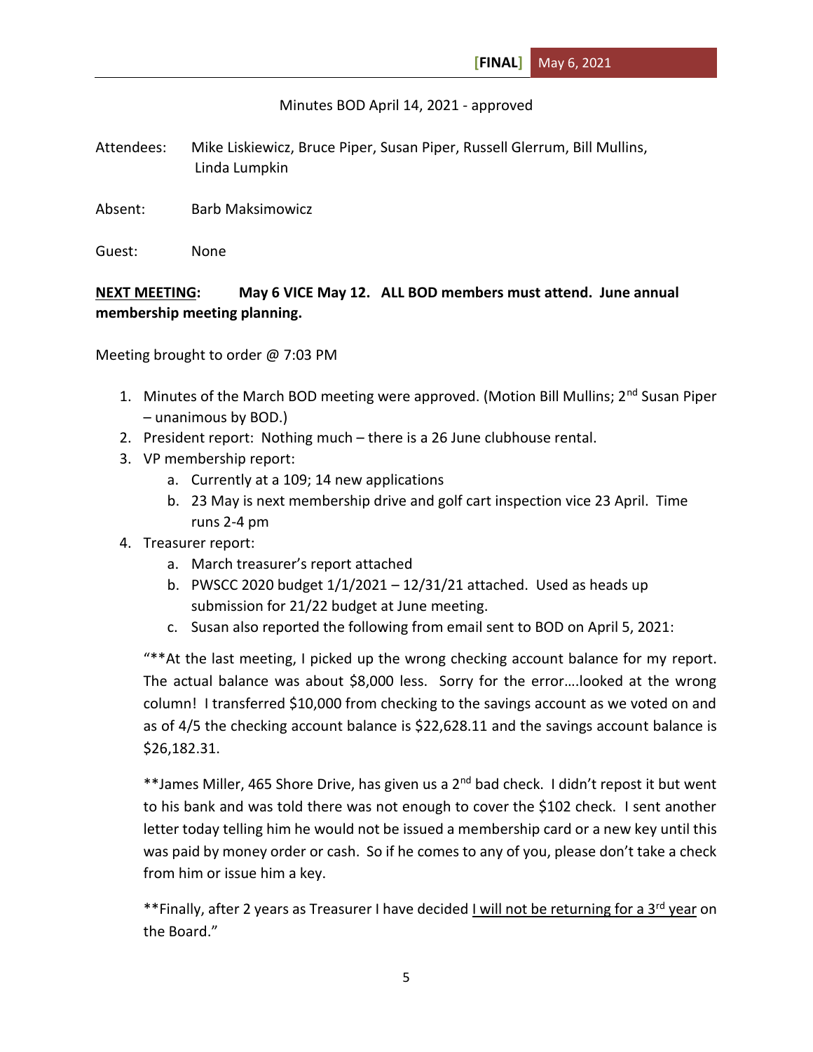**[FINAL]** May 6, 2021

Minutes BOD April 14, 2021 - approved

Attendees: Mike Liskiewicz, Bruce Piper, Susan Piper, Russell Glerrum, Bill Mullins, Linda Lumpkin

Absent: Barb Maksimowicz

Guest: None

**<u>NEXT MEETING</u>: May 6 VICE May 12. ALL BOD members must attend. June annual membership meeting planning.**

Meeting brought to order @ 7:03 PM

1. Minutes of the March BOD meeting were approved. (Motion Bill Mullins; 2nd Susan Piper – unanimous by BOD.)
2. President report: Nothing much – there is a 26 June clubhouse rental.
3. VP membership report:
   a. Currently at a 109; 14 new applications
   b. 23 May is next membership drive and golf cart inspection vice 23 April. Time runs 2-4 pm
4. Treasurer report:
   a. March treasurer's report attached
   b. PWSCC 2020 budget 1/1/2021 – 12/31/21 attached. Used as heads up submission for 21/22 budget at June meeting.
   c. Susan also reported the following from email sent to BOD on April 5, 2021:

   "**At the last meeting, I picked up the wrong checking account balance for my report. The actual balance was about $8,000 less. Sorry for the error….looked at the wrong column! I transferred $10,000 from checking to the savings account as we voted on and as of 4/5 the checking account balance is $22,628.11 and the savings account balance is $26,182.31.

   **James Miller, 465 Shore Drive, has given us a 2nd bad check. I didn't repost it but went to his bank and was told there was not enough to cover the $102 check. I sent another letter today telling him he would not be issued a membership card or a new key until this was paid by money order or cash. So if he comes to any of you, please don't take a check from him or issue him a key.

   **Finally, after 2 years as Treasurer I have decided <u>I will not be returning for a 3rd year</u> on the Board."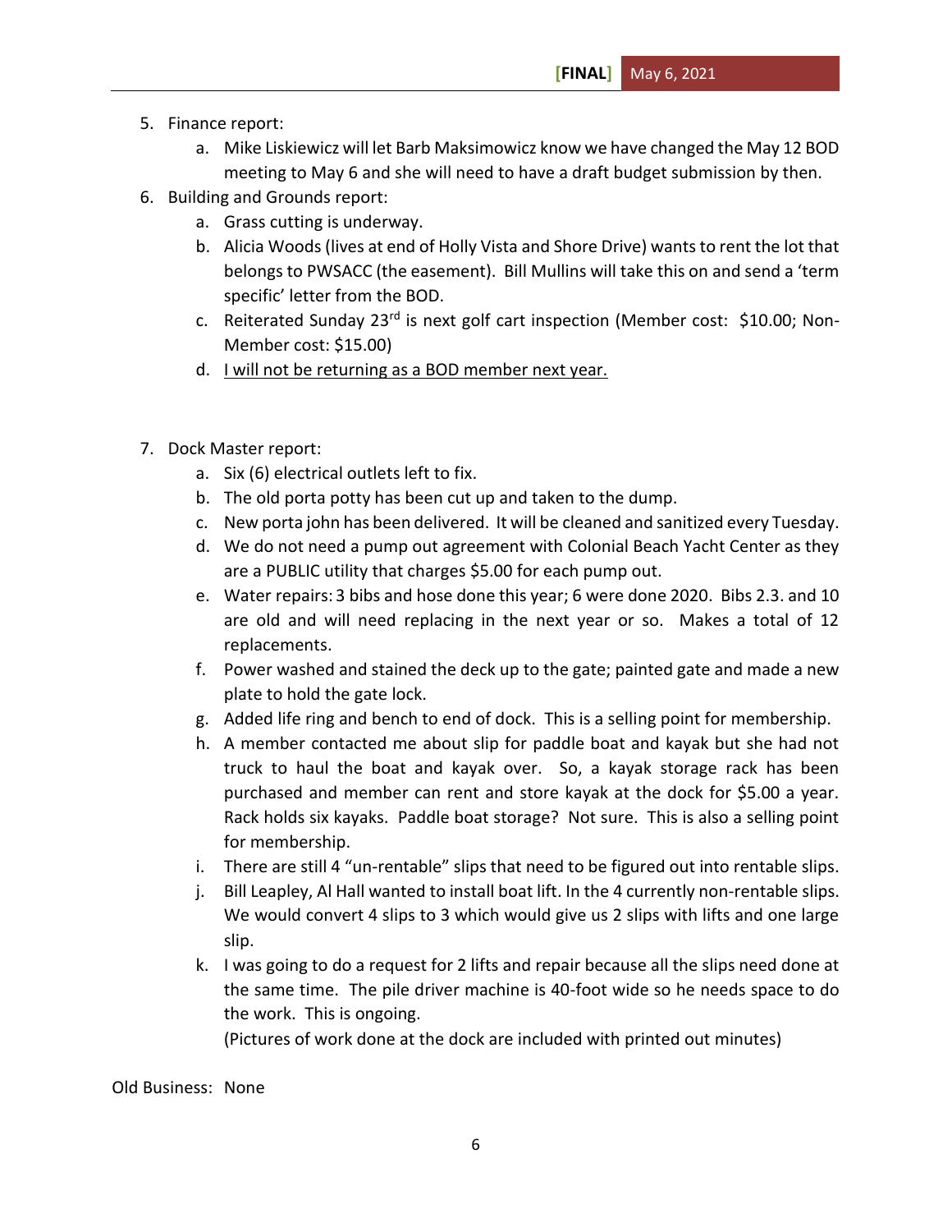5. Finance report:
    a. Mike Liskiewicz will let Barb Maksimowicz know we have changed the May 12 BOD meeting to May 6 and she will need to have a draft budget submission by then.
6. Building and Grounds report:
    a. Grass cutting is underway.
    b. Alicia Woods (lives at end of Holly Vista and Shore Drive) wants to rent the lot that belongs to PWSACC (the easement). Bill Mullins will take this on and send a 'term specific' letter from the BOD.
    c. Reiterated Sunday 23rd is next golf cart inspection (Member cost: $10.00; Non-Member cost: $15.00)
    d. <u>I will not be returning as a BOD member next year.</u>
7. Dock Master report:
    a. Six (6) electrical outlets left to fix.
    b. The old porta potty has been cut up and taken to the dump.
    c. New porta john has been delivered. It will be cleaned and sanitized every Tuesday.
    d. We do not need a pump out agreement with Colonial Beach Yacht Center as they are a PUBLIC utility that charges $5.00 for each pump out.
    e. Water repairs: 3 bibs and hose done this year; 6 were done 2020. Bibs 2.3. and 10 are old and will need replacing in the next year or so. Makes a total of 12 replacements.
    f. Power washed and stained the deck up to the gate; painted gate and made a new plate to hold the gate lock.
    g. Added life ring and bench to end of dock. This is a selling point for membership.
    h. A member contacted me about slip for paddle boat and kayak but she had not truck to haul the boat and kayak over. So, a kayak storage rack has been purchased and member can rent and store kayak at the dock for $5.00 a year. Rack holds six kayaks. Paddle boat storage? Not sure. This is also a selling point for membership.
    i. There are still 4 "un-rentable" slips that need to be figured out into rentable slips.
    j. Bill Leapley, Al Hall wanted to install boat lift. In the 4 currently non-rentable slips. We would convert 4 slips to 3 which would give us 2 slips with lifts and one large slip.
    k. I was going to do a request for 2 lifts and repair because all the slips need done at the same time. The pile driver machine is 40-foot wide so he needs space to do the work. This is ongoing.
    
       (Pictures of work done at the dock are included with printed out minutes)

Old Business: None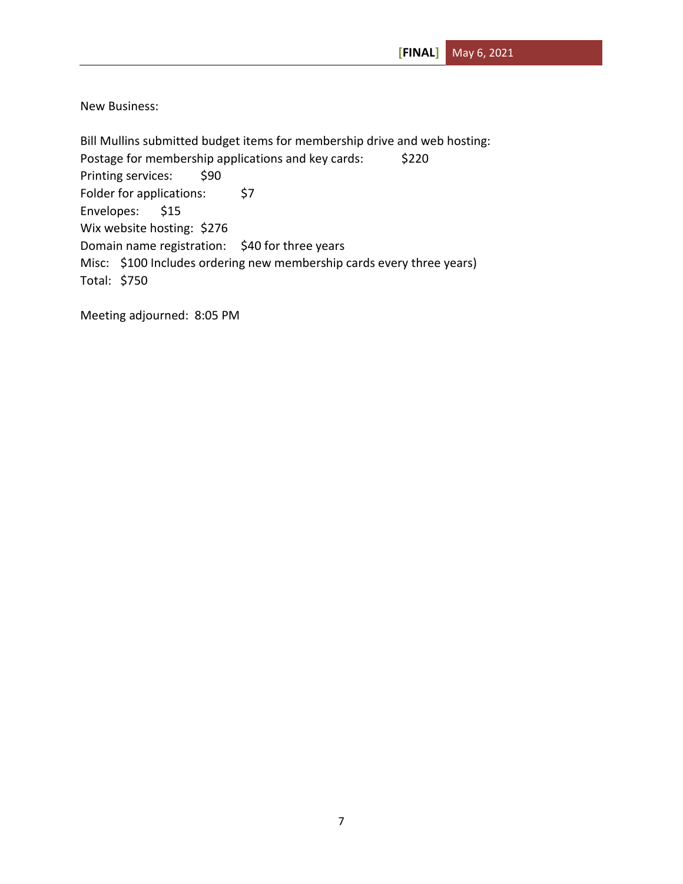New Business:

Bill Mullins submitted budget items for membership drive and web hosting:
Postage for membership applications and key cards: $220
Printing services: $90
Folder for applications: $7
Envelopes: $15
Wix website hosting: $276
Domain name registration: $40 for three years
Misc: $100 Includes ordering new membership cards every three years)
Total: $750

Meeting adjourned: 8:05 PM